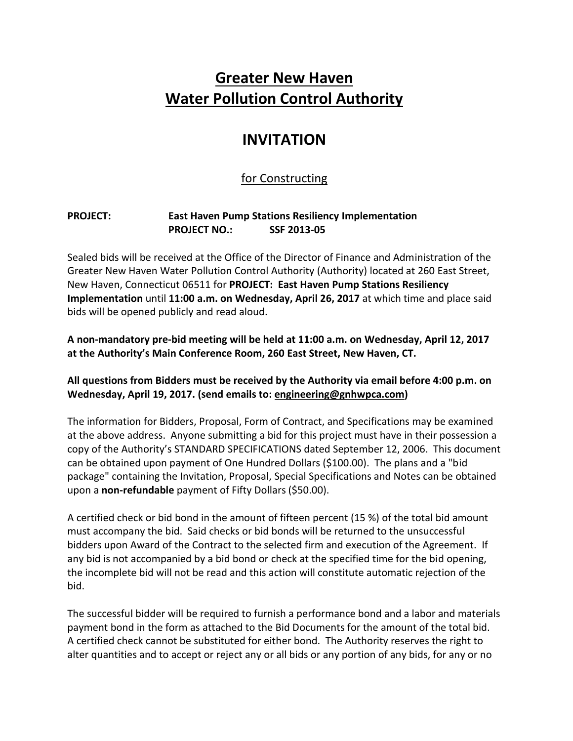# Greater New Haven Water Pollution Control Authority

# INVITATION

## for Constructing

**PROJECT:** **East Haven Pump Stations Resiliency Implementation**
**PROJECT NO.:** **SSF 2013-05**

Sealed bids will be received at the Office of the Director of Finance and Administration of the Greater New Haven Water Pollution Control Authority (Authority) located at 260 East Street, New Haven, Connecticut 06511 for **PROJECT: East Haven Pump Stations Resiliency Implementation** until **11:00 a.m. on Wednesday, April 26, 2017** at which time and place said bids will be opened publicly and read aloud.

**A non-mandatory pre-bid meeting will be held at 11:00 a.m. on Wednesday, April 12, 2017 at the Authority's Main Conference Room, 260 East Street, New Haven, CT.**

**All questions from Bidders must be received by the Authority via email before 4:00 p.m. on Wednesday, April 19, 2017. (send emails to: engineering@gnhwpca.com)**

The information for Bidders, Proposal, Form of Contract, and Specifications may be examined at the above address. Anyone submitting a bid for this project must have in their possession a copy of the Authority's STANDARD SPECIFICATIONS dated September 12, 2006. This document can be obtained upon payment of One Hundred Dollars ($100.00). The plans and a "bid package" containing the Invitation, Proposal, Special Specifications and Notes can be obtained upon a **non-refundable** payment of Fifty Dollars ($50.00).

A certified check or bid bond in the amount of fifteen percent (15 %) of the total bid amount must accompany the bid. Said checks or bid bonds will be returned to the unsuccessful bidders upon Award of the Contract to the selected firm and execution of the Agreement. If any bid is not accompanied by a bid bond or check at the specified time for the bid opening, the incomplete bid will not be read and this action will constitute automatic rejection of the bid.

The successful bidder will be required to furnish a performance bond and a labor and materials payment bond in the form as attached to the Bid Documents for the amount of the total bid. A certified check cannot be substituted for either bond. The Authority reserves the right to alter quantities and to accept or reject any or all bids or any portion of any bids, for any or no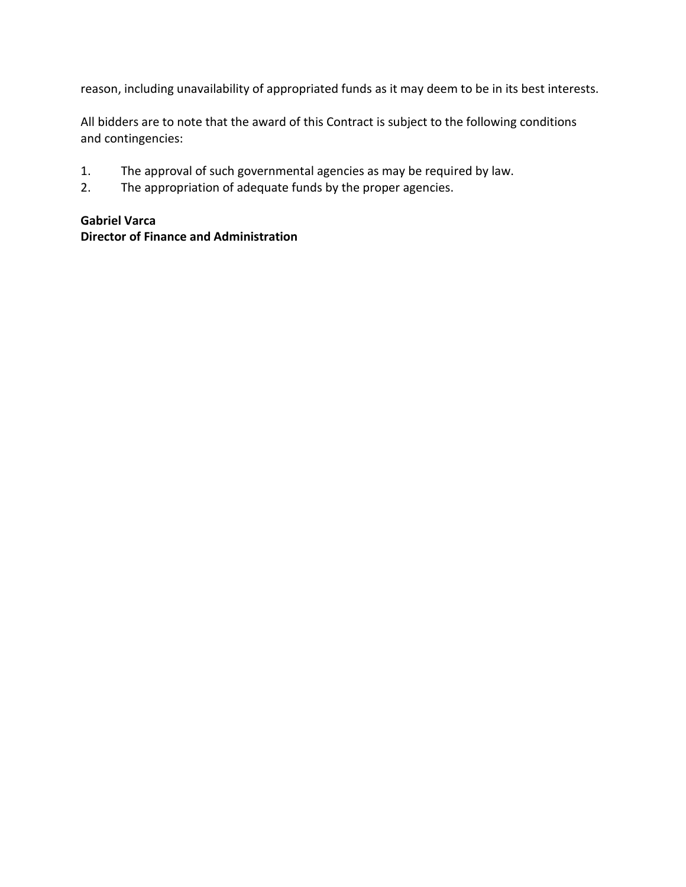reason, including unavailability of appropriated funds as it may deem to be in its best interests.

All bidders are to note that the award of this Contract is subject to the following conditions and contingencies:

1. The approval of such governmental agencies as may be required by law.
2. The appropriation of adequate funds by the proper agencies.

**Gabriel Varca**
**Director of Finance and Administration**